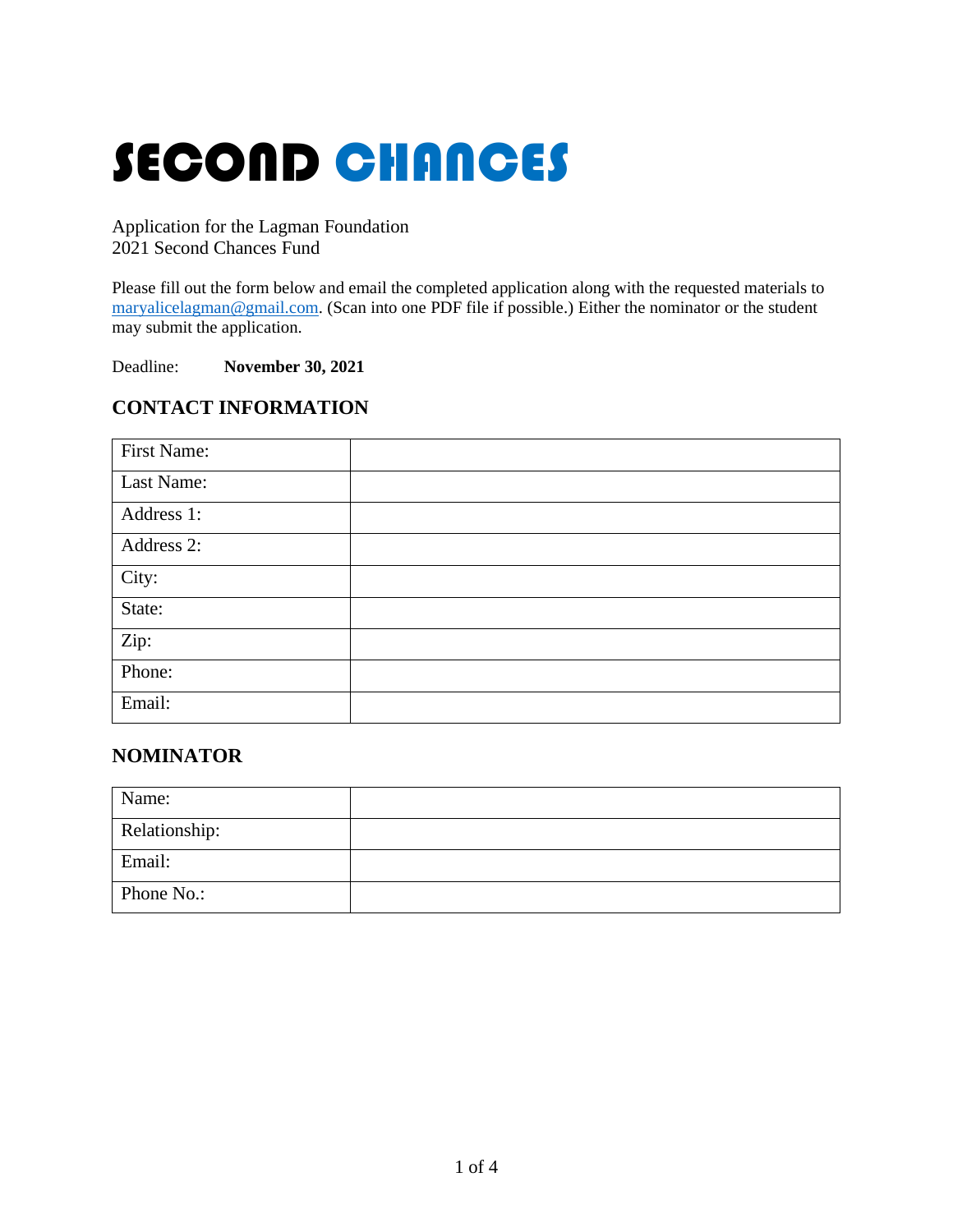# SECOND CHANCES

Application for the Lagman Foundation
2021 Second Chances Fund

Please fill out the form below and email the completed application along with the requested materials to maryalicelagman@gmail.com. (Scan into one PDF file if possible.) Either the nominator or the student may submit the application.

Deadline: **November 30, 2021**

## CONTACT INFORMATION

| First Name: | |
|---|---|
| Last Name: | |
| Address 1: | |
| Address 2: | |
| City: | |
| State: | |
| Zip: | |
| Phone: | |
| Email: | |

## NOMINATOR

| Name: | |
|---|---|
| Relationship: | |
| Email: | |
| Phone No.: | |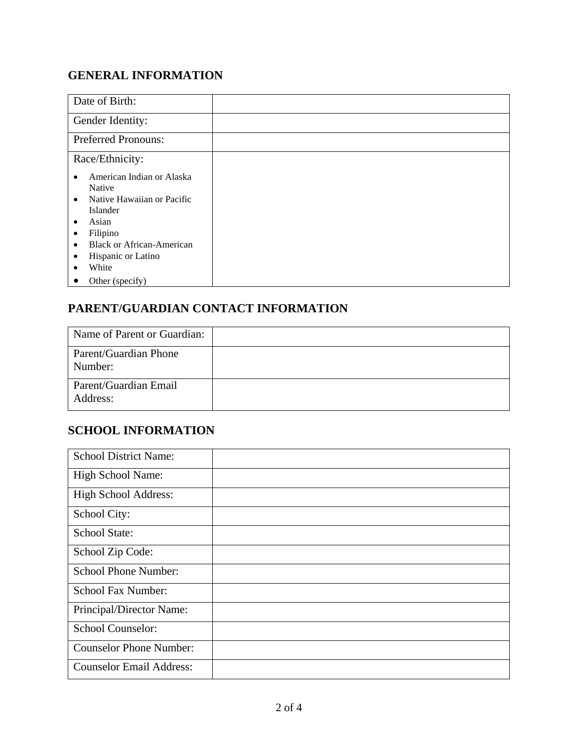## GENERAL INFORMATION

| | |
|---|---|
| Date of Birth: | |
| Gender Identity: | |
| Preferred Pronouns: | |
| Race/Ethnicity:<br>• American Indian or Alaska Native<br>• Native Hawaiian or Pacific Islander<br>• Asian<br>• Filipino<br>• Black or African-American<br>• Hispanic or Latino<br>• White<br>• Other (specify) | |

## PARENT/GUARDIAN CONTACT INFORMATION

| | |
|---|---|
| Name of Parent or Guardian: | |
| Parent/Guardian Phone Number: | |
| Parent/Guardian Email Address: | |

## SCHOOL INFORMATION

| | |
|---|---|
| School District Name: | |
| High School Name: | |
| High School Address: | |
| School City: | |
| School State: | |
| School Zip Code: | |
| School Phone Number: | |
| School Fax Number: | |
| Principal/Director Name: | |
| School Counselor: | |
| Counselor Phone Number: | |
| Counselor Email Address: | |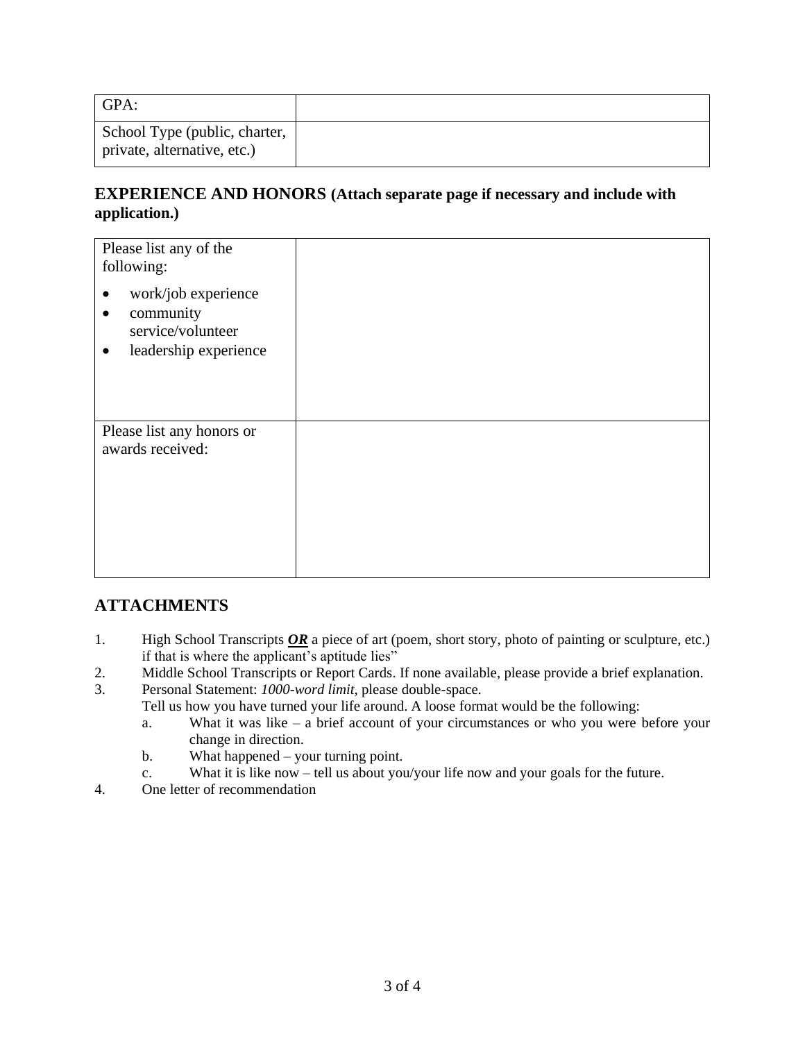| GPA: | |
|---|---|
| School Type (public, charter, private, alternative, etc.) | |

## EXPERIENCE AND HONORS (Attach separate page if necessary and include with application.)

| Please list any of the following: <br> • work/job experience <br> • community service/volunteer <br> • leadership experience | |
|---|---|
| Please list any honors or awards received: | |

## ATTACHMENTS

1. High School Transcripts ***OR*** a piece of art (poem, short story, photo of painting or sculpture, etc.) if that is where the applicant's aptitude lies"
2. Middle School Transcripts or Report Cards. If none available, please provide a brief explanation.
3. Personal Statement: *1000-word limit*, please double-space.
   Tell us how you have turned your life around. A loose format would be the following:
   a. What it was like – a brief account of your circumstances or who you were before your change in direction.
   b. What happened – your turning point.
   c. What it is like now – tell us about you/your life now and your goals for the future.
4. One letter of recommendation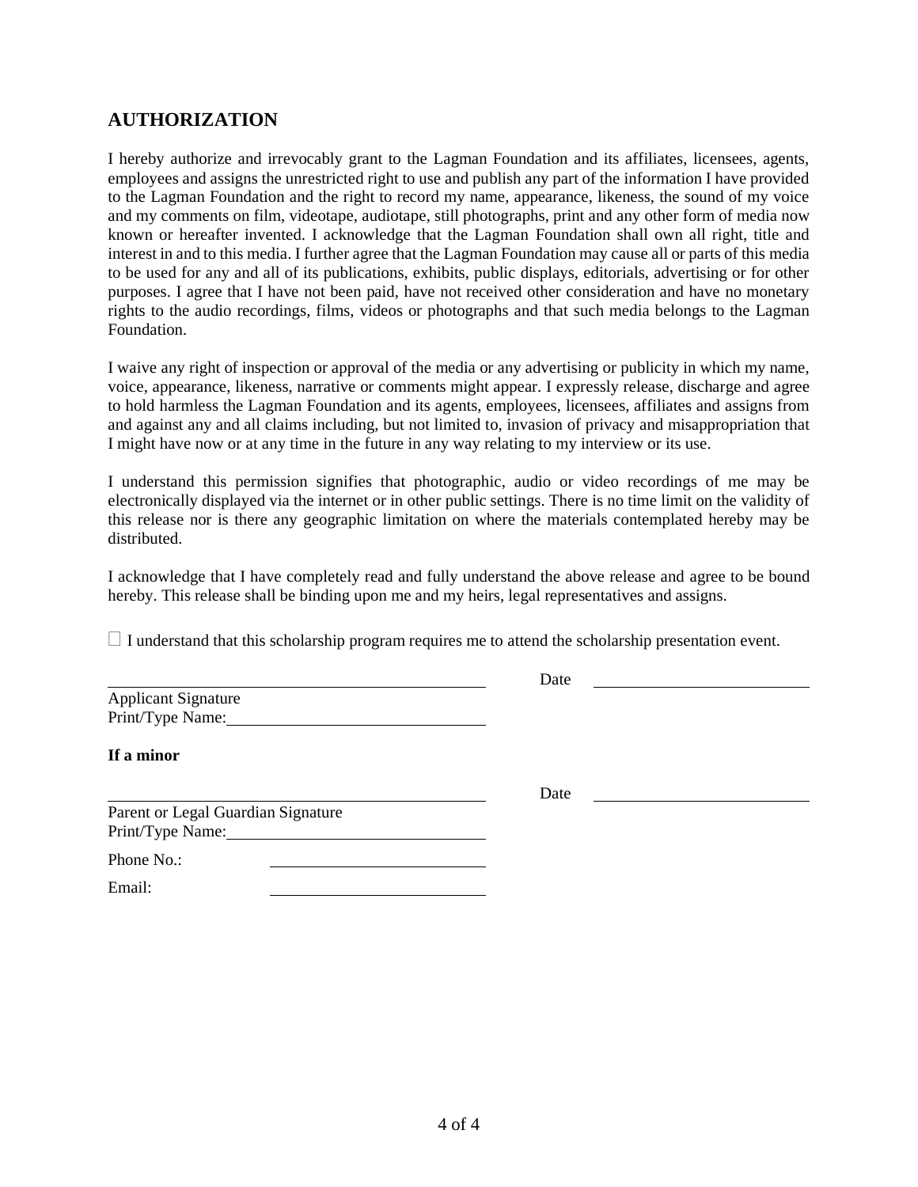## AUTHORIZATION

I hereby authorize and irrevocably grant to the Lagman Foundation and its affiliates, licensees, agents, employees and assigns the unrestricted right to use and publish any part of the information I have provided to the Lagman Foundation and the right to record my name, appearance, likeness, the sound of my voice and my comments on film, videotape, audiotape, still photographs, print and any other form of media now known or hereafter invented. I acknowledge that the Lagman Foundation shall own all right, title and interest in and to this media. I further agree that the Lagman Foundation may cause all or parts of this media to be used for any and all of its publications, exhibits, public displays, editorials, advertising or for other purposes. I agree that I have not been paid, have not received other consideration and have no monetary rights to the audio recordings, films, videos or photographs and that such media belongs to the Lagman Foundation.

I waive any right of inspection or approval of the media or any advertising or publicity in which my name, voice, appearance, likeness, narrative or comments might appear. I expressly release, discharge and agree to hold harmless the Lagman Foundation and its agents, employees, licensees, affiliates and assigns from and against any and all claims including, but not limited to, invasion of privacy and misappropriation that I might have now or at any time in the future in any way relating to my interview or its use.

I understand this permission signifies that photographic, audio or video recordings of me may be electronically displayed via the internet or in other public settings. There is no time limit on the validity of this release nor is there any geographic limitation on where the materials contemplated hereby may be distributed.

I acknowledge that I have completely read and fully understand the above release and agree to be bound hereby. This release shall be binding upon me and my heirs, legal representatives and assigns.

☐ I understand that this scholarship program requires me to attend the scholarship presentation event.

\_\_\_\_\_\_\_\_\_\_\_\_\_\_\_\_\_\_\_\_\_\_\_\_\_\_\_\_\_\_\_\_\_\_\_\_\_\_ Date \_\_\_\_\_\_\_\_\_\_\_\_\_\_\_\_\_\_\_\_\_\_

Applicant Signature

Print/Type Name: \_\_\_\_\_\_\_\_\_\_\_\_\_\_\_\_\_\_\_\_\_\_\_\_\_\_

**If a minor**

\_\_\_\_\_\_\_\_\_\_\_\_\_\_\_\_\_\_\_\_\_\_\_\_\_\_\_\_\_\_\_\_\_\_\_\_\_\_ Date \_\_\_\_\_\_\_\_\_\_\_\_\_\_\_\_\_\_\_\_\_\_

Parent or Legal Guardian Signature

Print/Type Name: \_\_\_\_\_\_\_\_\_\_\_\_\_\_\_\_\_\_\_\_\_\_\_\_\_\_

Phone No.: \_\_\_\_\_\_\_\_\_\_\_\_\_\_\_\_\_\_\_\_\_\_\_\_\_\_

Email: \_\_\_\_\_\_\_\_\_\_\_\_\_\_\_\_\_\_\_\_\_\_\_\_\_\_